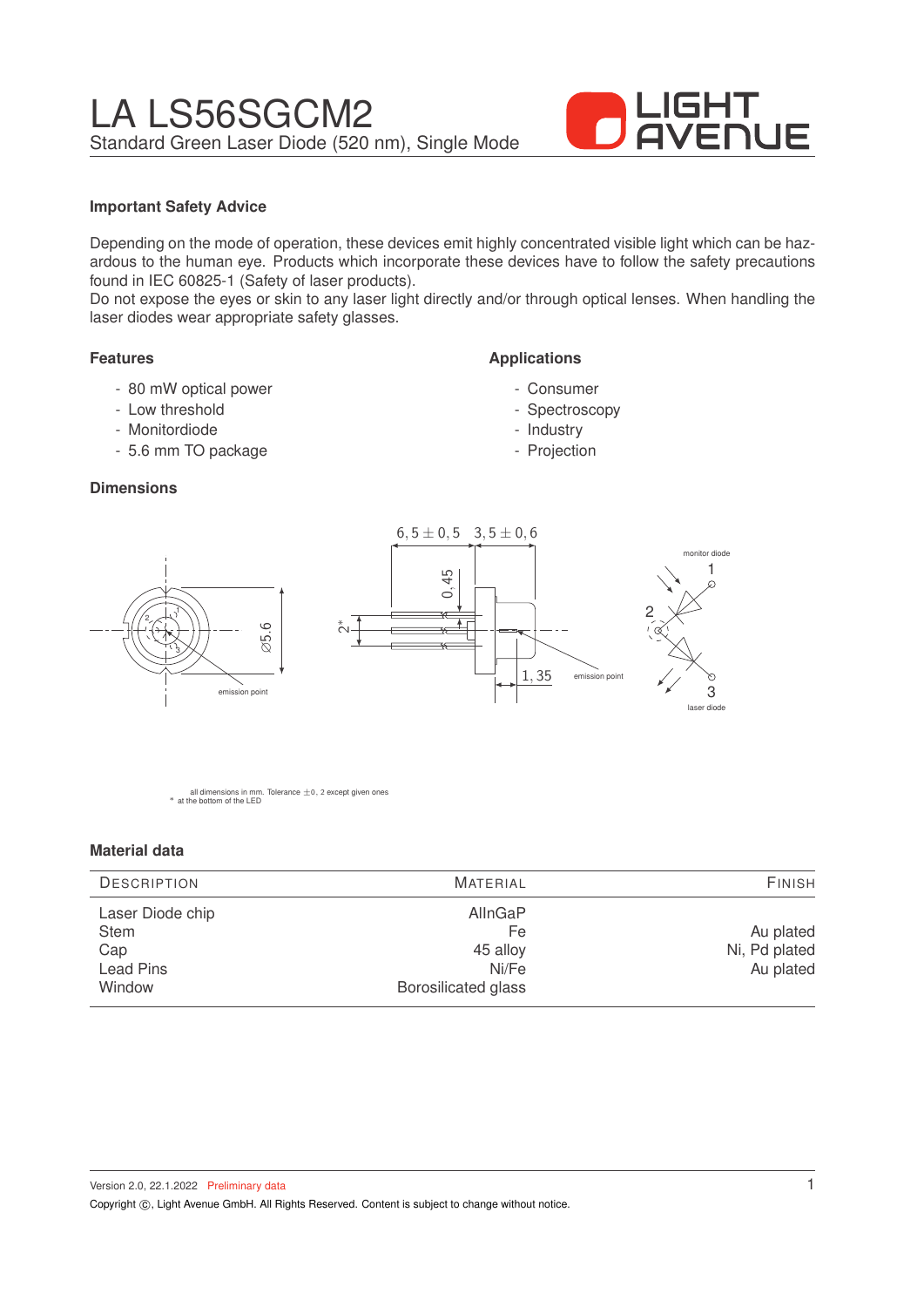# LA LS56SGCM2

Standard Green Laser Diode (520 nm), Single Mode

LIGHT AVENUE

### Important Safety Advice

Depending on the mode of operation, these devices emit highly concentrated visible light which can be hazardous to the human eye. Products which incorporate these devices have to follow the safety precautions found in IEC 60825-1 (Safety of laser products).
Do not expose the eyes or skin to any laser light directly and/or through optical lenses. When handling the laser diodes wear appropriate safety glasses.

### Features

- 80 mW optical power
- Low threshold
- Monitordiode
- 5.6 mm TO package

### Applications

- Consumer
- Spectroscopy
- Industry
- Projection

### Dimensions

6,5 ± 0,5 3,5 ± 0,6

0,45

Ø5.6

2*

1,35

emission point

monitor diode

1

2

3

laser diode

all dimensions in mm. Tolerance ±0, 2 except given ones
* at the bottom of the LED

### Material data

| Description | Material | Finish |
|---|---|---|
| Laser Diode chip | AlInGaP | |
| Stem | Fe | Au plated |
| Cap | 45 alloy | Ni, Pd plated |
| Lead Pins | Ni/Fe | Au plated |
| Window | Borosilicated glass | |

Version 2.0, 22.1.2022 Preliminary data

Copyright ©, Light Avenue GmbH. All Rights Reserved. Content is subject to change without notice.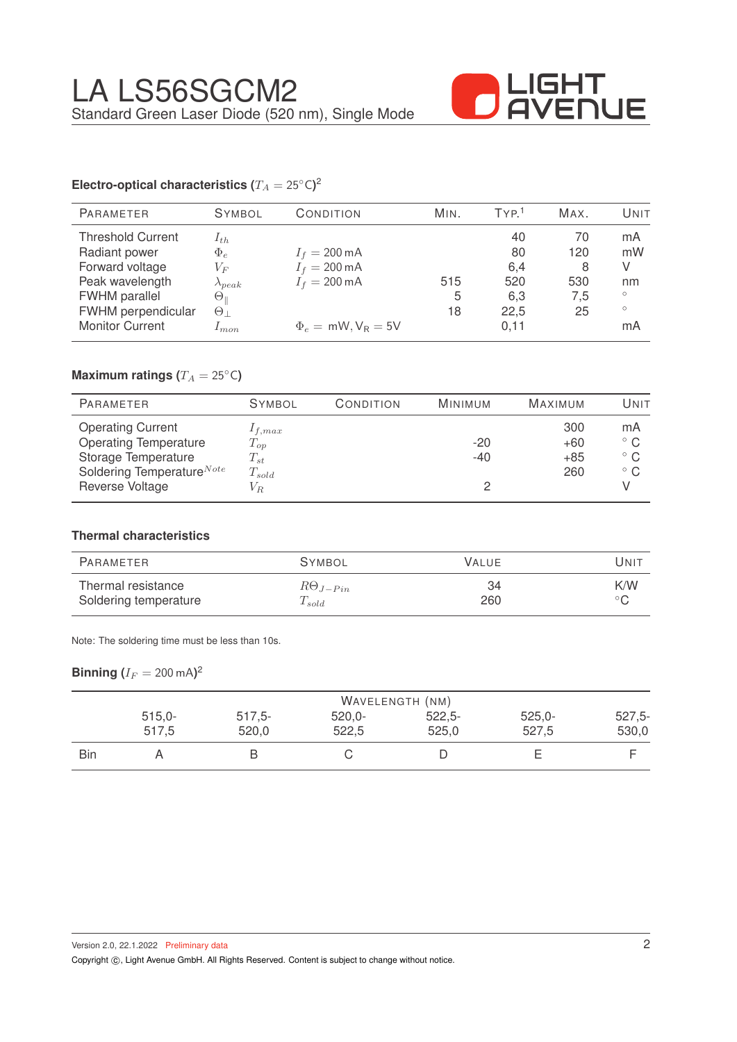# LA LS56SGCM2

Standard Green Laser Diode (520 nm), Single Mode

### Electro-optical characteristics ($T_A = 25°C$)[2]

| Parameter | Symbol | Condition | Min. | Typ.[1] | Max. | Unit |
|---|---|---|---|---|---|---|
| Threshold Current | $I_{th}$ | | | 40 | 70 | mA |
| Radiant power | $\Phi_e$ | $I_f = 200\,\text{mA}$ | | 80 | 120 | mW |
| Forward voltage | $V_F$ | $I_f = 200\,\text{mA}$ | | 6,4 | 8 | V |
| Peak wavelength | $\lambda_{peak}$ | $I_f = 200\,\text{mA}$ | 515 | 520 | 530 | nm |
| FWHM parallel | $\Theta_\parallel$ | | 5 | 6,3 | 7,5 | ° |
| FWHM perpendicular | $\Theta_\perp$ | | 18 | 22,5 | 25 | ° |
| Monitor Current | $I_{mon}$ | $\Phi_e = \text{mW}, V_R = 5\text{V}$ | | 0,11 | | mA |

### Maximum ratings ($T_A = 25°C$)

| Parameter | Symbol | Condition | Minimum | Maximum | Unit |
|---|---|---|---|---|---|
| Operating Current | $I_{f,max}$ | | | 300 | mA |
| Operating Temperature | $T_{op}$ | | -20 | +60 | ° C |
| Storage Temperature | $T_{st}$ | | -40 | +85 | ° C |
| Soldering Temperature[Note] | $T_{sold}$ | | | 260 | ° C |
| Reverse Voltage | $V_R$ | | 2 | | V |

### Thermal characteristics

| Parameter | Symbol | Value | Unit |
|---|---|---|---|
| Thermal resistance | $R\Theta_{J-Pin}$ | 34 | K/W |
| Soldering temperature | $T_{sold}$ | 260 | °C |

Note: The soldering time must be less than 10s.

### Binning ($I_F = 200\,\text{mA}$)[2]

| | Wavelength (nm) | | | | | |
|---|---|---|---|---|---|---|
| | 515,0-517,5 | 517,5-520,0 | 520,0-522,5 | 522,5-525,0 | 525,0-527,5 | 527,5-530,0 |
| Bin | A | B | C | D | E | F |

Version 2.0, 22.1.2022 Preliminary data

Copyright ©, Light Avenue GmbH. All Rights Reserved. Content is subject to change without notice.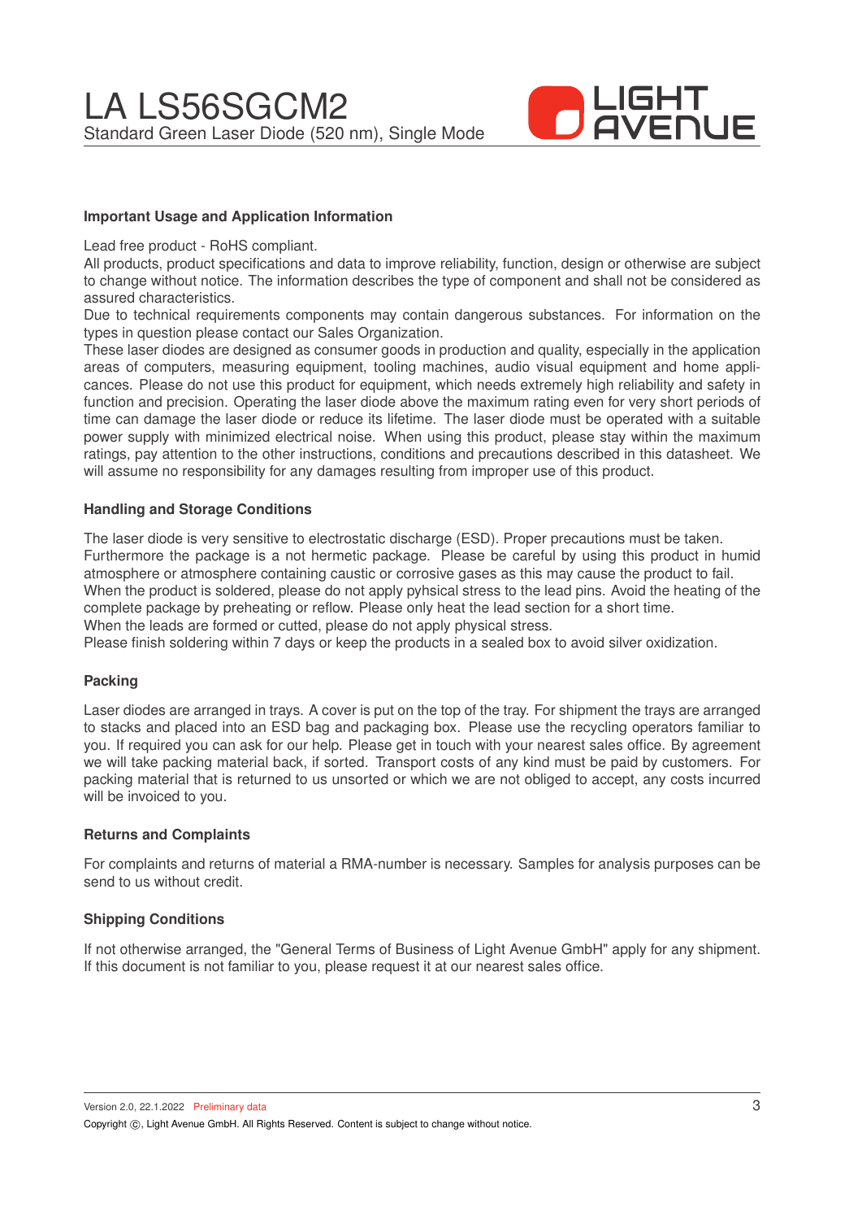### Important Usage and Application Information

Lead free product - RoHS compliant.
All products, product specifications and data to improve reliability, function, design or otherwise are subject to change without notice. The information describes the type of component and shall not be considered as assured characteristics.
Due to technical requirements components may contain dangerous substances. For information on the types in question please contact our Sales Organization.
These laser diodes are designed as consumer goods in production and quality, especially in the application areas of computers, measuring equipment, tooling machines, audio visual equipment and home applicances. Please do not use this product for equipment, which needs extremely high reliability and safety in function and precision. Operating the laser diode above the maximum rating even for very short periods of time can damage the laser diode or reduce its lifetime. The laser diode must be operated with a suitable power supply with minimized electrical noise. When using this product, please stay within the maximum ratings, pay attention to the other instructions, conditions and precautions described in this datasheet. We will assume no responsibility for any damages resulting from improper use of this product.

### Handling and Storage Conditions

The laser diode is very sensitive to electrostatic discharge (ESD). Proper precautions must be taken.
Furthermore the package is a not hermetic package. Please be careful by using this product in humid atmosphere or atmosphere containing caustic or corrosive gases as this may cause the product to fail.
When the product is soldered, please do not apply pyhsical stress to the lead pins. Avoid the heating of the complete package by preheating or reflow. Please only heat the lead section for a short time.
When the leads are formed or cutted, please do not apply physical stress.
Please finish soldering within 7 days or keep the products in a sealed box to avoid silver oxidization.

### Packing

Laser diodes are arranged in trays. A cover is put on the top of the tray. For shipment the trays are arranged to stacks and placed into an ESD bag and packaging box. Please use the recycling operators familiar to you. If required you can ask for our help. Please get in touch with your nearest sales office. By agreement we will take packing material back, if sorted. Transport costs of any kind must be paid by customers. For packing material that is returned to us unsorted or which we are not obliged to accept, any costs incurred will be invoiced to you.

### Returns and Complaints

For complaints and returns of material a RMA-number is necessary. Samples for analysis purposes can be send to us without credit.

### Shipping Conditions

If not otherwise arranged, the "General Terms of Business of Light Avenue GmbH" apply for any shipment. If this document is not familiar to you, please request it at our nearest sales office.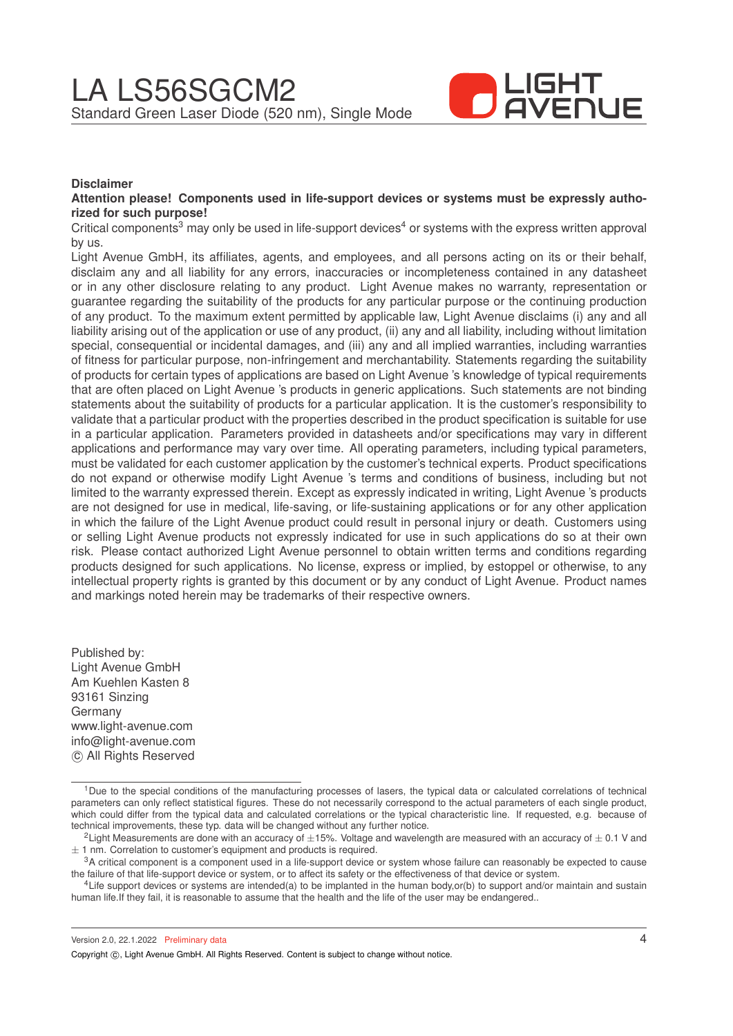### Disclaimer

**Attention please! Components used in life-support devices or systems must be expressly authorized for such purpose!**

Critical components[3] may only be used in life-support devices[4] or systems with the express written approval by us.

Light Avenue GmbH, its affiliates, agents, and employees, and all persons acting on its or their behalf, disclaim any and all liability for any errors, inaccuracies or incompleteness contained in any datasheet or in any other disclosure relating to any product. Light Avenue makes no warranty, representation or guarantee regarding the suitability of the products for any particular purpose or the continuing production of any product. To the maximum extent permitted by applicable law, Light Avenue disclaims (i) any and all liability arising out of the application or use of any product, (ii) any and all liability, including without limitation special, consequential or incidental damages, and (iii) any and all implied warranties, including warranties of fitness for particular purpose, non-infringement and merchantability. Statements regarding the suitability of products for certain types of applications are based on Light Avenue 's knowledge of typical requirements that are often placed on Light Avenue 's products in generic applications. Such statements are not binding statements about the suitability of products for a particular application. It is the customer's responsibility to validate that a particular product with the properties described in the product specification is suitable for use in a particular application. Parameters provided in datasheets and/or specifications may vary in different applications and performance may vary over time. All operating parameters, including typical parameters, must be validated for each customer application by the customer's technical experts. Product specifications do not expand or otherwise modify Light Avenue 's terms and conditions of business, including but not limited to the warranty expressed therein. Except as expressly indicated in writing, Light Avenue 's products are not designed for use in medical, life-saving, or life-sustaining applications or for any other application in which the failure of the Light Avenue product could result in personal injury or death. Customers using or selling Light Avenue products not expressly indicated for use in such applications do so at their own risk. Please contact authorized Light Avenue personnel to obtain written terms and conditions regarding products designed for such applications. No license, express or implied, by estoppel or otherwise, to any intellectual property rights is granted by this document or by any conduct of Light Avenue. Product names and markings noted herein may be trademarks of their respective owners.

Published by:
Light Avenue GmbH
Am Kuehlen Kasten 8
93161 Sinzing
Germany
www.light-avenue.com
info@light-avenue.com
© All Rights Reserved

---

[1] Due to the special conditions of the manufacturing processes of lasers, the typical data or calculated correlations of technical parameters can only reflect statistical figures. These do not necessarily correspond to the actual parameters of each single product, which could differ from the typical data and calculated correlations or the typical characteristic line. If requested, e.g. because of technical improvements, these typ. data will be changed without any further notice.

[2] Light Measurements are done with an accuracy of $\pm$15%. Voltage and wavelength are measured with an accuracy of $\pm$ 0.1 V and $\pm$ 1 nm. Correlation to customer's equipment and products is required.

[3] A critical component is a component used in a life-support device or system whose failure can reasonably be expected to cause the failure of that life-support device or system, or to affect its safety or the effectiveness of that device or system.

[4] Life support devices or systems are intended(a) to be implanted in the human body,or(b) to support and/or maintain and sustain human life.If they fail, it is reasonable to assume that the health and the life of the user may be endangered..